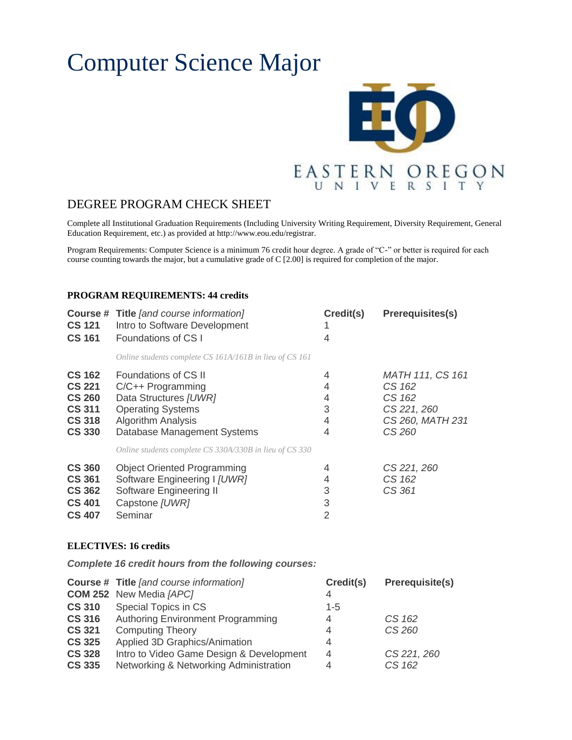# Computer Science Major

EASTERN OREGON UNIVERSITY

## DEGREE PROGRAM CHECK SHEET

Complete all Institutional Graduation Requirements (Including University Writing Requirement, Diversity Requirement, General Education Requirement, etc.) as provided at http://www.eou.edu/registrar.

Program Requirements: Computer Science is a minimum 76 credit hour degree. A grade of "C-" or better is required for each course counting towards the major, but a cumulative grade of C [2.00] is required for completion of the major.

### PROGRAM REQUIREMENTS: 44 credits

| Course # | Title *[and course information]* | Credit(s) | Prerequisites(s) |
|---|---|---|---|
| **CS 121** | Intro to Software Development | 1 | |
| **CS 161** | Foundations of CS I | 4 | |
| | *Online students complete CS 161A/161B in lieu of CS 161* | | |
| **CS 162** | Foundations of CS II | 4 | *MATH 111, CS 161* |
| **CS 221** | C/C++ Programming | 4 | *CS 162* |
| **CS 260** | Data Structures *[UWR]* | 4 | *CS 162* |
| **CS 311** | Operating Systems | 3 | *CS 221, 260* |
| **CS 318** | Algorithm Analysis | 4 | *CS 260, MATH 231* |
| **CS 330** | Database Management Systems | 4 | *CS 260* |
| | *Online students complete CS 330A/330B in lieu of CS 330* | | |
| **CS 360** | Object Oriented Programming | 4 | *CS 221, 260* |
| **CS 361** | Software Engineering I *[UWR]* | 4 | *CS 162* |
| **CS 362** | Software Engineering II | 3 | *CS 361* |
| **CS 401** | Capstone *[UWR]* | 3 | |
| **CS 407** | Seminar | 2 | |

### ELECTIVES: 16 credits

***Complete 16 credit hours from the following courses:***

| Course # | Title *[and course information]* | Credit(s) | Prerequisite(s) |
|---|---|---|---|
| **COM 252** | New Media *[APC]* | 4 | |
| **CS 310** | Special Topics in CS | 1-5 | |
| **CS 316** | Authoring Environment Programming | 4 | *CS 162* |
| **CS 321** | Computing Theory | 4 | *CS 260* |
| **CS 325** | Applied 3D Graphics/Animation | 4 | |
| **CS 328** | Intro to Video Game Design & Development | 4 | *CS 221, 260* |
| **CS 335** | Networking & Networking Administration | 4 | *CS 162* |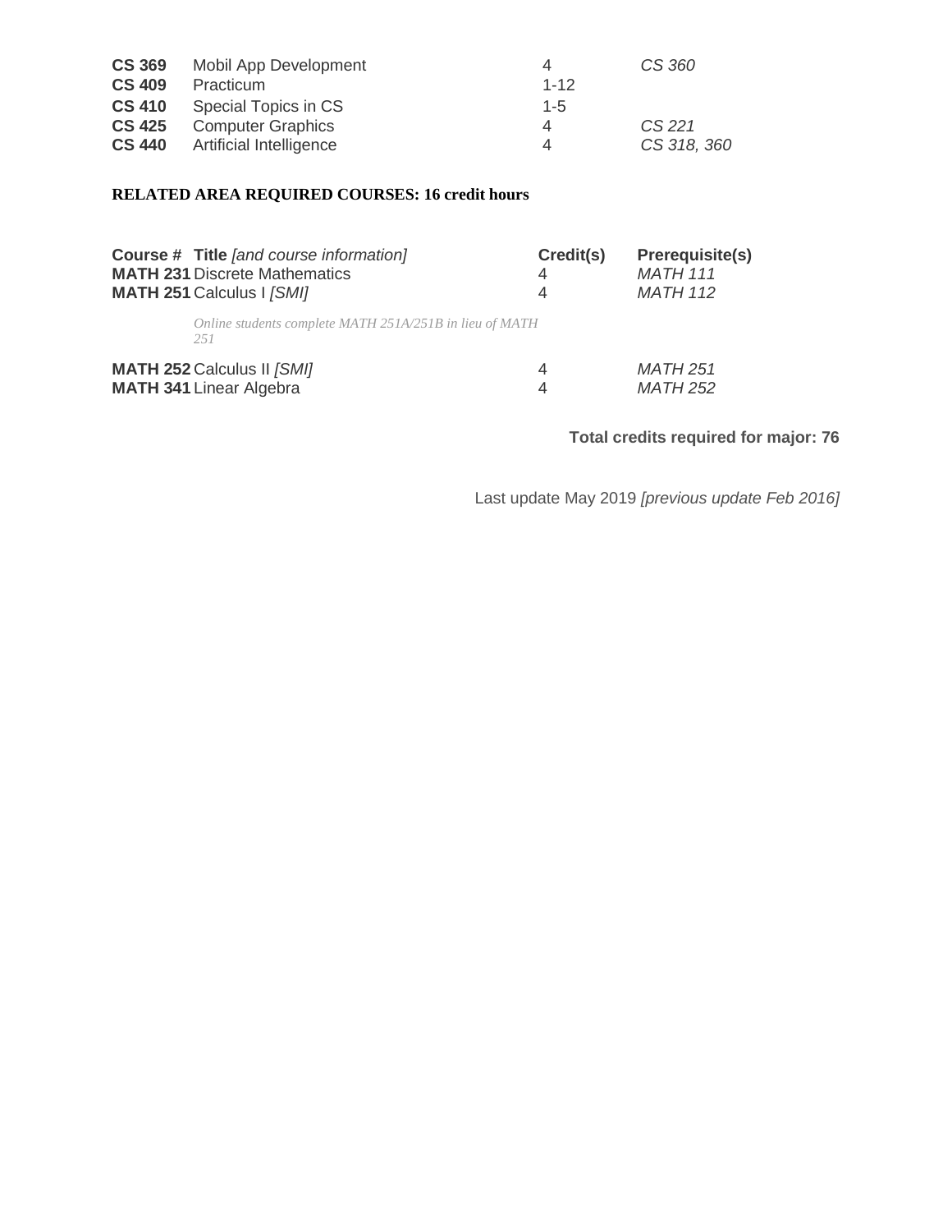| | | | |
|---|---|---|---|
| **CS 369** | Mobil App Development | 4 | *CS 360* |
| **CS 409** | Practicum | 1-12 | |
| **CS 410** | Special Topics in CS | 1-5 | |
| **CS 425** | Computer Graphics | 4 | *CS 221* |
| **CS 440** | Artificial Intelligence | 4 | *CS 318, 360* |

**RELATED AREA REQUIRED COURSES: 16 credit hours**

| **Course #** | **Title** *[and course information]* | **Credit(s)** | **Prerequisite(s)** |
|---|---|---|---|
| **MATH 231** | Discrete Mathematics | 4 | *MATH 111* |
| **MATH 251** | Calculus I *[SMI]*<br>*Online students complete MATH 251A/251B in lieu of MATH 251* | 4 | *MATH 112* |
| **MATH 252** | Calculus II *[SMI]* | 4 | *MATH 251* |
| **MATH 341** | Linear Algebra | 4 | *MATH 252* |

**Total credits required for major: 76**

Last update May 2019 *[previous update Feb 2016]*